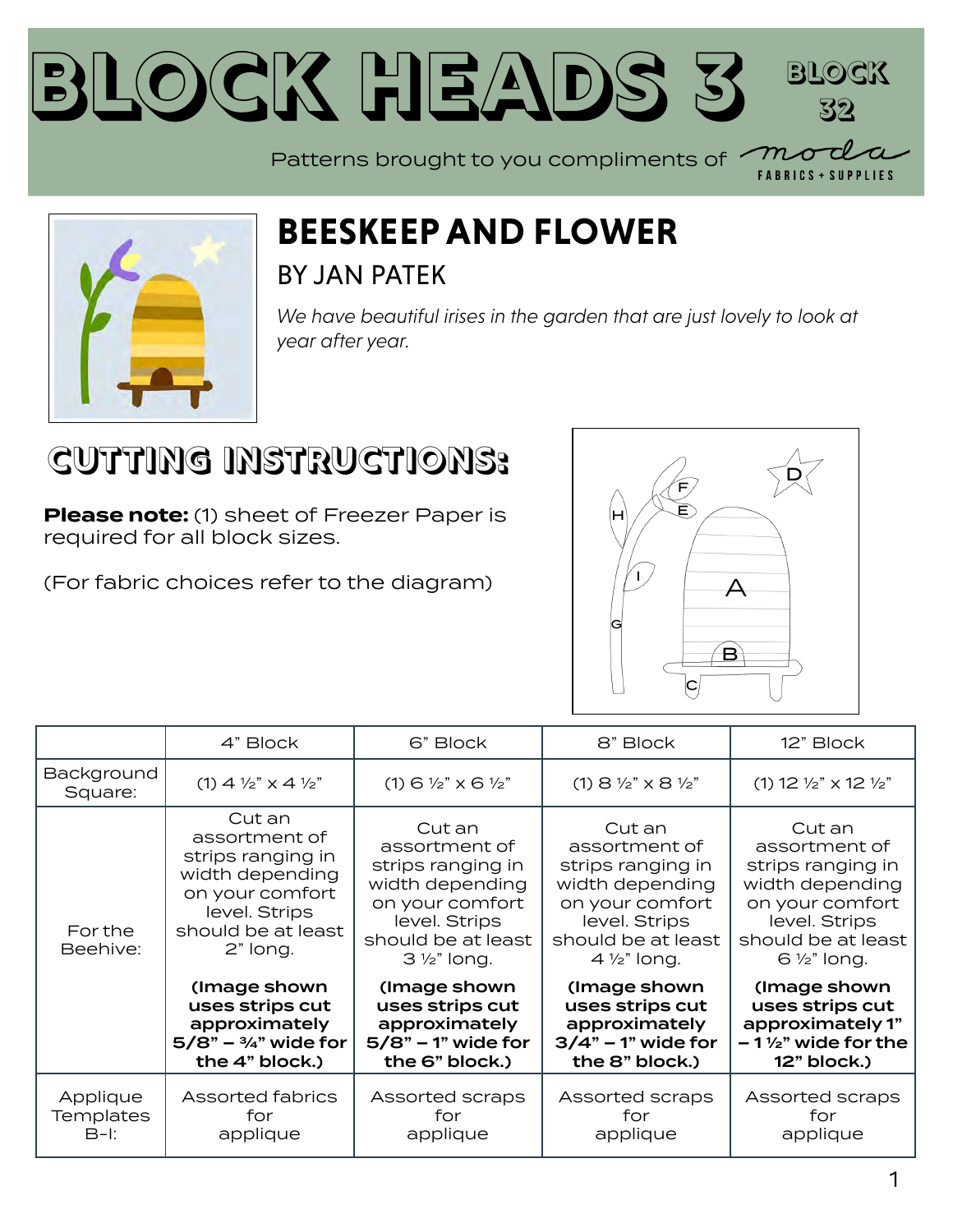# BLOCK HEADS 3

**BLOCK 32**

Patterns brought to you compliments of moda FABRICS + SUPPLIES

## BEESKEEP AND FLOWER

### BY JAN PATEK

*We have beautiful irises in the garden that are just lovely to look at year after year.*

## CUTTING INSTRUCTIONS:

**Please note:** (1) sheet of Freezer Paper is required for all block sizes.

(For fabric choices refer to the diagram)

| | 4" Block | 6" Block | 8" Block | 12" Block |
|---|---|---|---|---|
| Background Square: | (1) 4 ½" x 4 ½" | (1) 6 ½" x 6 ½" | (1) 8 ½" x 8 ½" | (1) 12 ½" x 12 ½" |
| For the Beehive: | Cut an assortment of strips ranging in width depending on your comfort level. Strips should be at least 2" long. **(Image shown uses strips cut approximately 5/8" – ¾" wide for the 4" block.)** | Cut an assortment of strips ranging in width depending on your comfort level. Strips should be at least 3 ½" long. **(Image shown uses strips cut approximately 5/8" – 1" wide for the 6" block.)** | Cut an assortment of strips ranging in width depending on your comfort level. Strips should be at least 4 ½" long. **(Image shown uses strips cut approximately 3/4" – 1" wide for the 8" block.)** | Cut an assortment of strips ranging in width depending on your comfort level. Strips should be at least 6 ½" long. **(Image shown uses strips cut approximately 1" – 1 ½" wide for the 12" block.)** |
| Applique Templates B-I: | Assorted fabrics for applique | Assorted scraps for applique | Assorted scraps for applique | Assorted scraps for applique |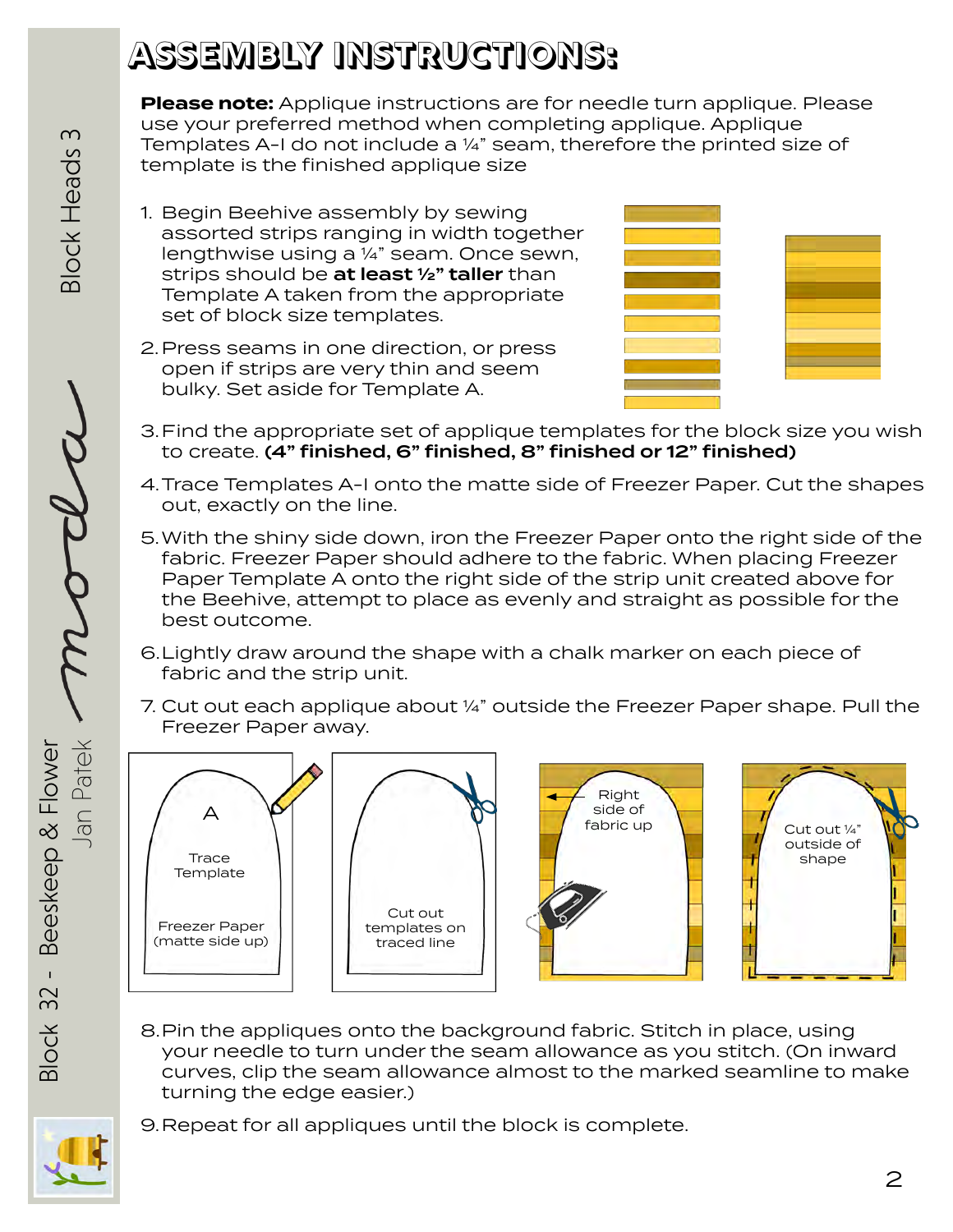# ASSEMBLY INSTRUCTIONS:

**Please note:** Applique instructions are for needle turn applique. Please use your preferred method when completing applique. Applique Templates A-I do not include a ¼" seam, therefore the printed size of template is the finished applique size

1. Begin Beehive assembly by sewing assorted strips ranging in width together lengthwise using a ¼" seam. Once sewn, strips should be **at least ½" taller** than Template A taken from the appropriate set of block size templates.
2. Press seams in one direction, or press open if strips are very thin and seem bulky. Set aside for Template A.
3. Find the appropriate set of applique templates for the block size you wish to create. **(4" finished, 6" finished, 8" finished or 12" finished)**
4. Trace Templates A-I onto the matte side of Freezer Paper. Cut the shapes out, exactly on the line.
5. With the shiny side down, iron the Freezer Paper onto the right side of the fabric. Freezer Paper should adhere to the fabric. When placing Freezer Paper Template A onto the right side of the strip unit created above for the Beehive, attempt to place as evenly and straight as possible for the best outcome.
6. Lightly draw around the shape with a chalk marker on each piece of fabric and the strip unit.
7. Cut out each applique about ¼" outside the Freezer Paper shape. Pull the Freezer Paper away.

A — Trace Template — Freezer Paper (matte side up)

Cut out templates on traced line

Right side of fabric up

Cut out ¼" outside of shape

8. Pin the appliques onto the background fabric. Stitch in place, using your needle to turn under the seam allowance as you stitch. (On inward curves, clip the seam allowance almost to the marked seamline to make turning the edge easier.)
9. Repeat for all appliques until the block is complete.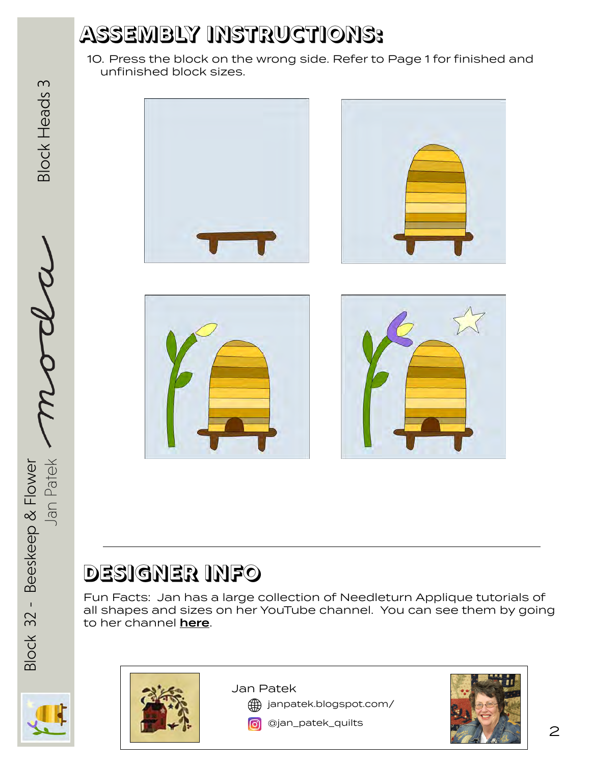# ASSEMBLY INSTRUCTIONS:

10. Press the block on the wrong side. Refer to Page 1 for finished and unfinished block sizes.

# DESIGNER INFO

Fun Facts: Jan has a large collection of Needleturn Applique tutorials of all shapes and sizes on her YouTube channel. You can see them by going to her channel **here**.

Jan Patek

janpatek.blogspot.com/

@jan_patek_quilts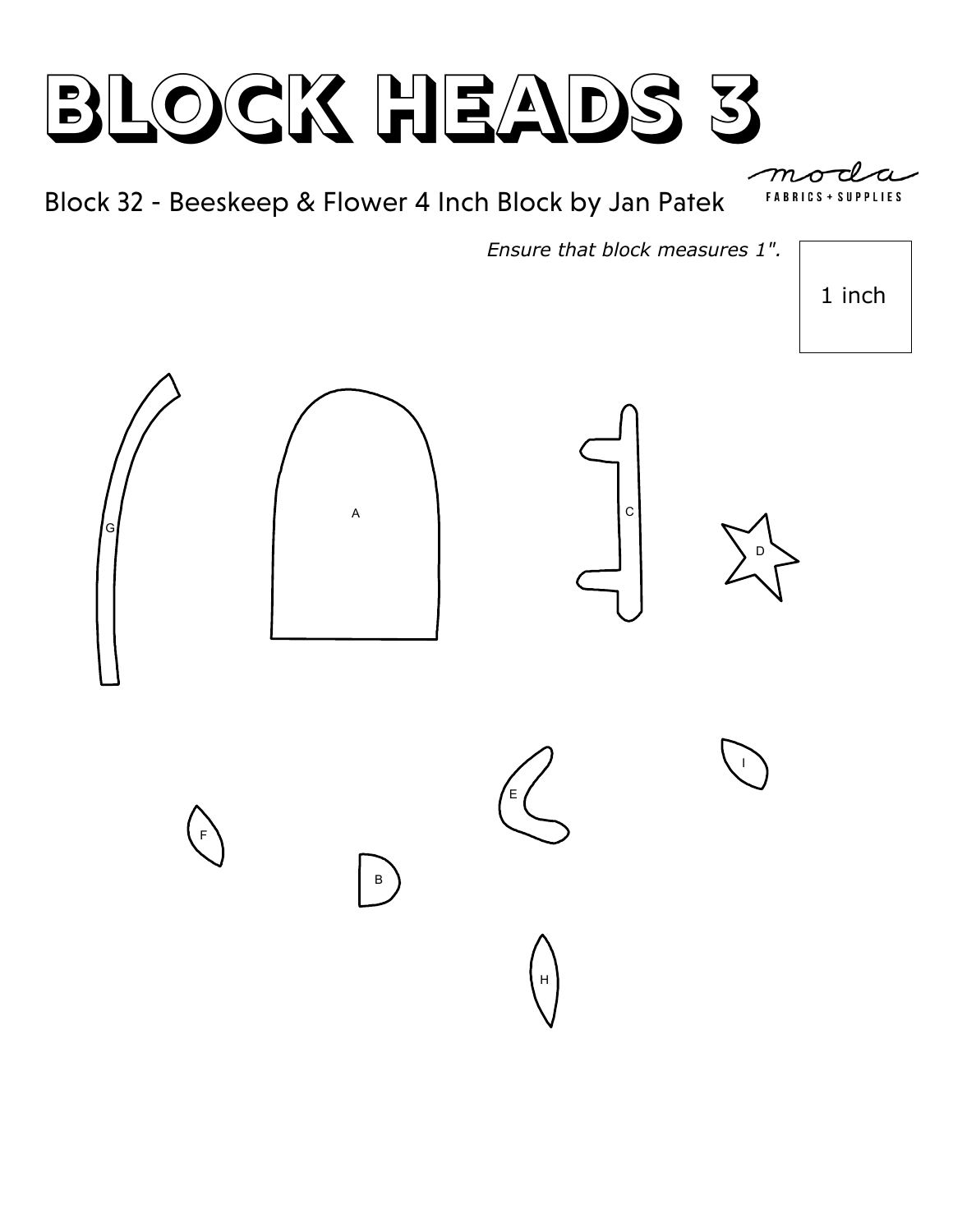# BLOCK HEADS 3

moda FABRICS + SUPPLIES

Block 32 - Beeskeep & Flower 4 Inch Block by Jan Patek

*Ensure that block measures 1".*

1 inch

G

A

C

D

E

I

F

B

H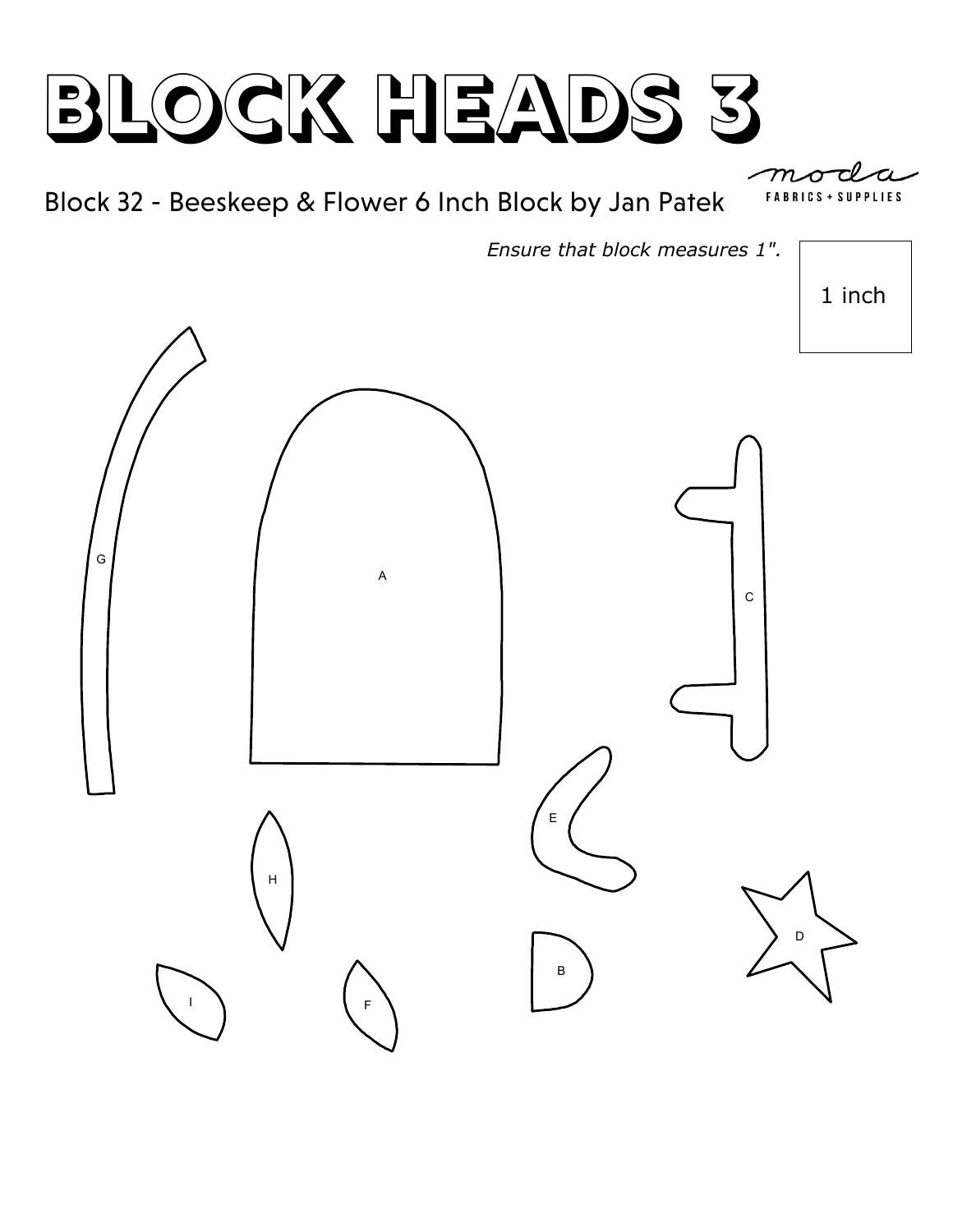# BLOCK HEADS 3

moda FABRICS + SUPPLIES

## Block 32 - Beeskeep & Flower 6 Inch Block by Jan Patek

*Ensure that block measures 1".*

1 inch

G

A

C

E

H

D

B

I

F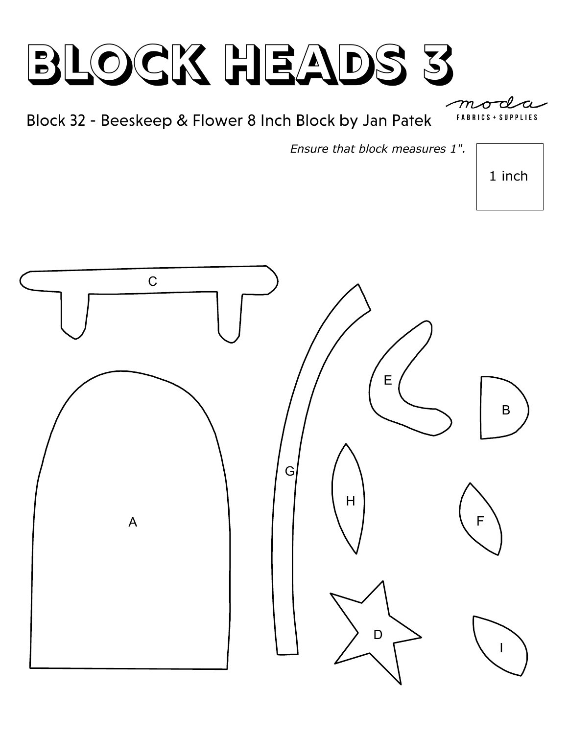# BLOCK HEADS 3

Block 32 - Beeskeep & Flower 8 Inch Block by Jan Patek

moda FABRICS + SUPPLIES

*Ensure that block measures 1".*

1 inch

C

E

B

G

H

A

F

D

I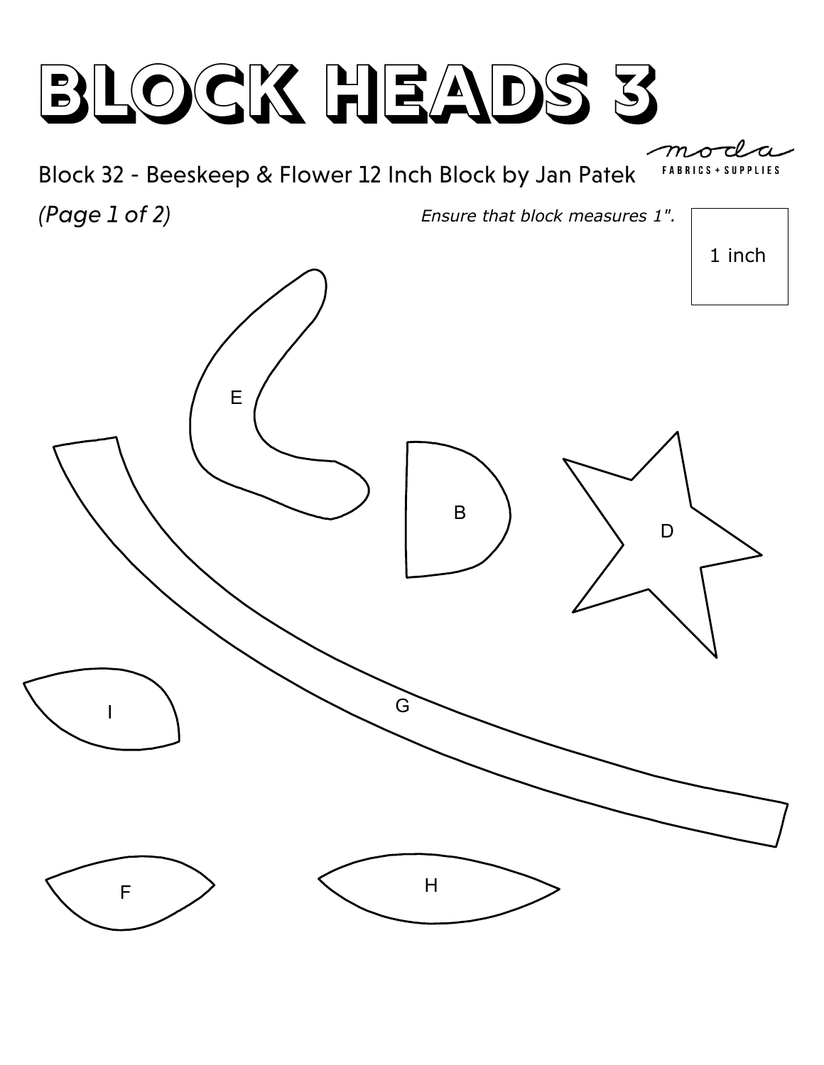# BLOCK HEADS 3

moda FABRICS + SUPPLIES

Block 32 - Beeskeep & Flower 12 Inch Block by Jan Patek

*(Page 1 of 2)*

*Ensure that block measures 1".*

1 inch

E

B

D

G

I

F

H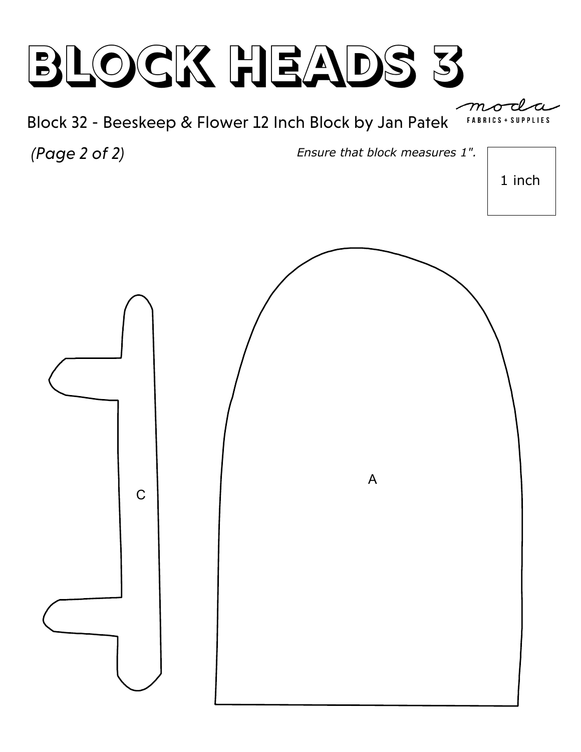# BLOCK HEADS 3

Block 32 - Beeskeep & Flower 12 Inch Block by Jan Patek

moda FABRICS + SUPPLIES

*(Page 2 of 2)*

*Ensure that block measures 1".*

1 inch

C

A